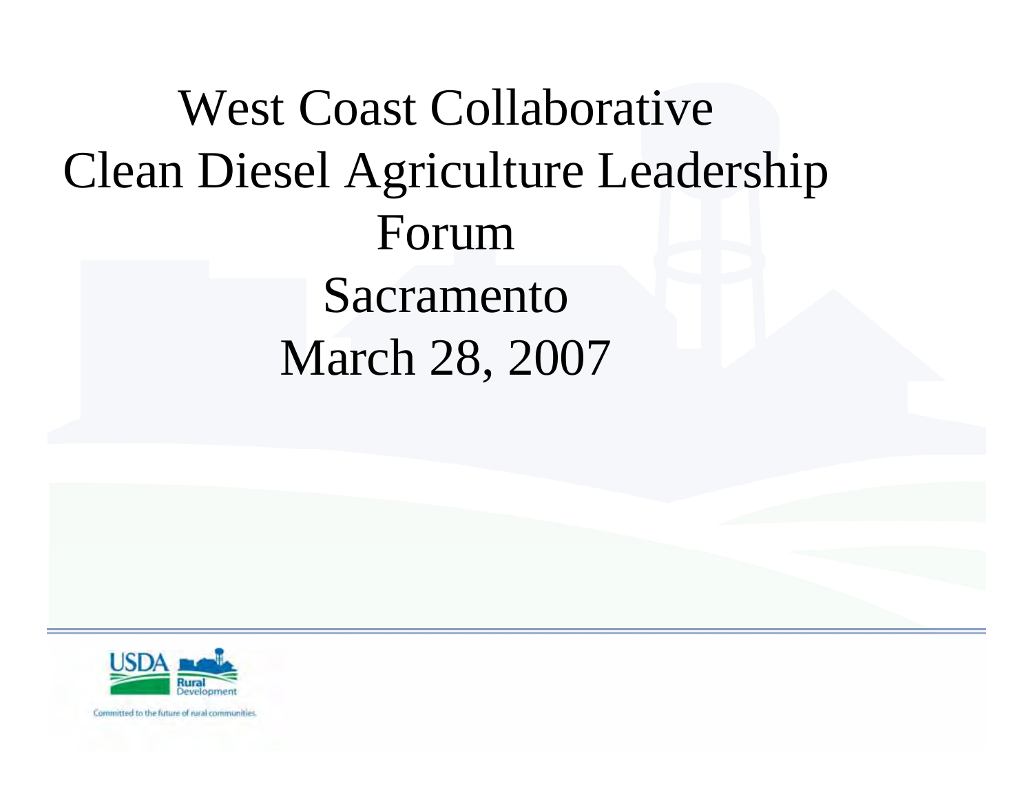# West Coast Collaborative Clean Diesel Agriculture Leadership Forum

Sacramento

March 28, 2007

USDA Rural Development

Committed to the future of rural communities.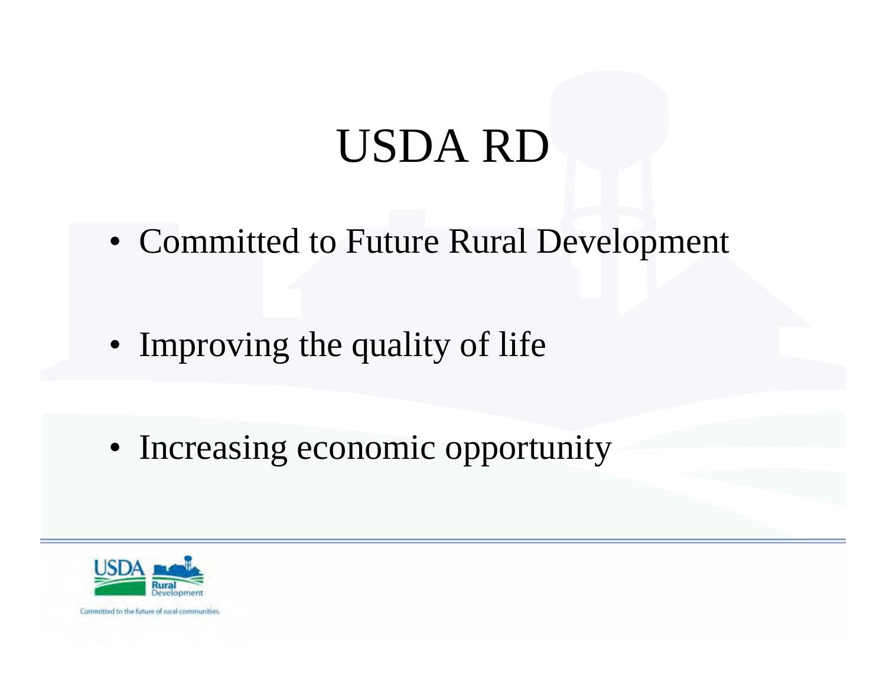# USDA RD

- Committed to Future Rural Development
- Improving the quality of life
- Increasing economic opportunity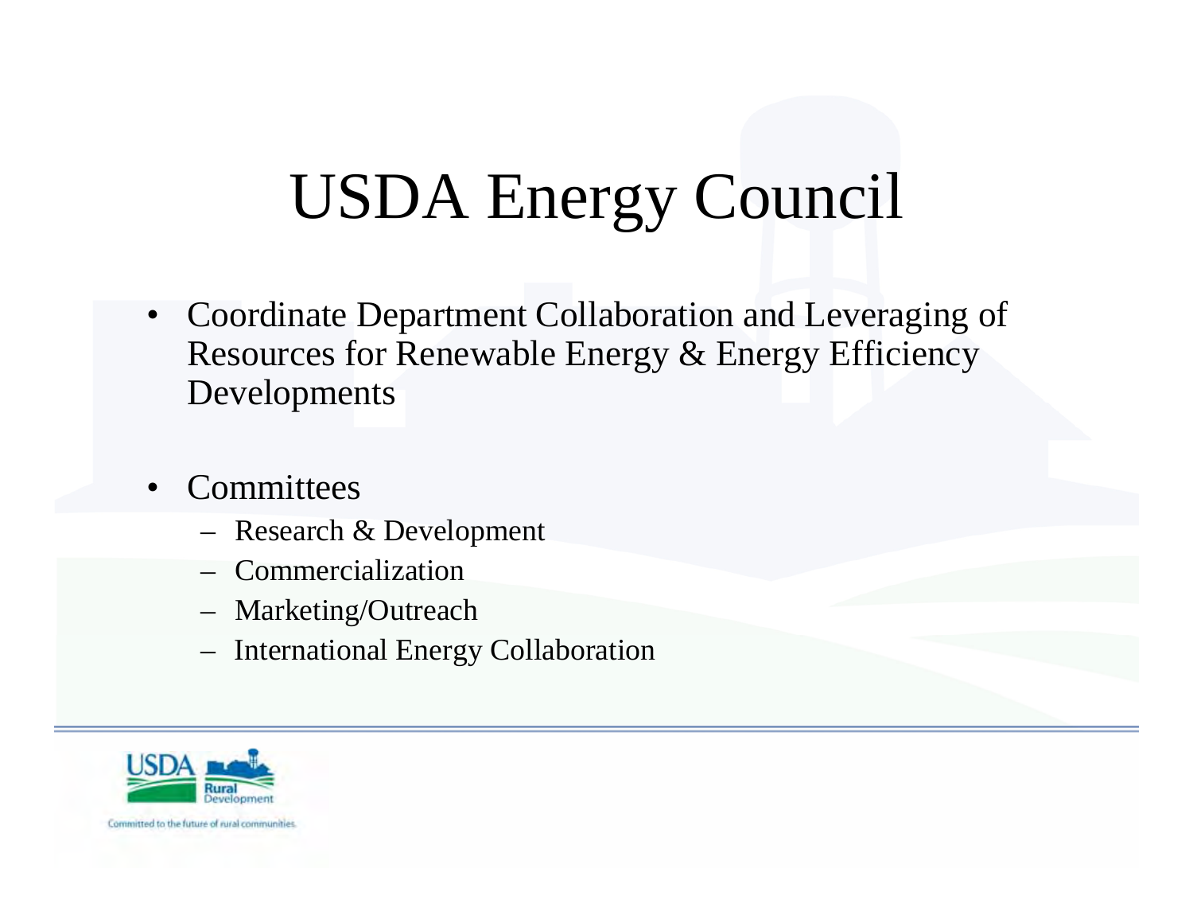# USDA Energy Council

- Coordinate Department Collaboration and Leveraging of Resources for Renewable Energy & Energy Efficiency Developments
- Committees
  - Research & Development
  - Commercialization
  - Marketing/Outreach
  - International Energy Collaboration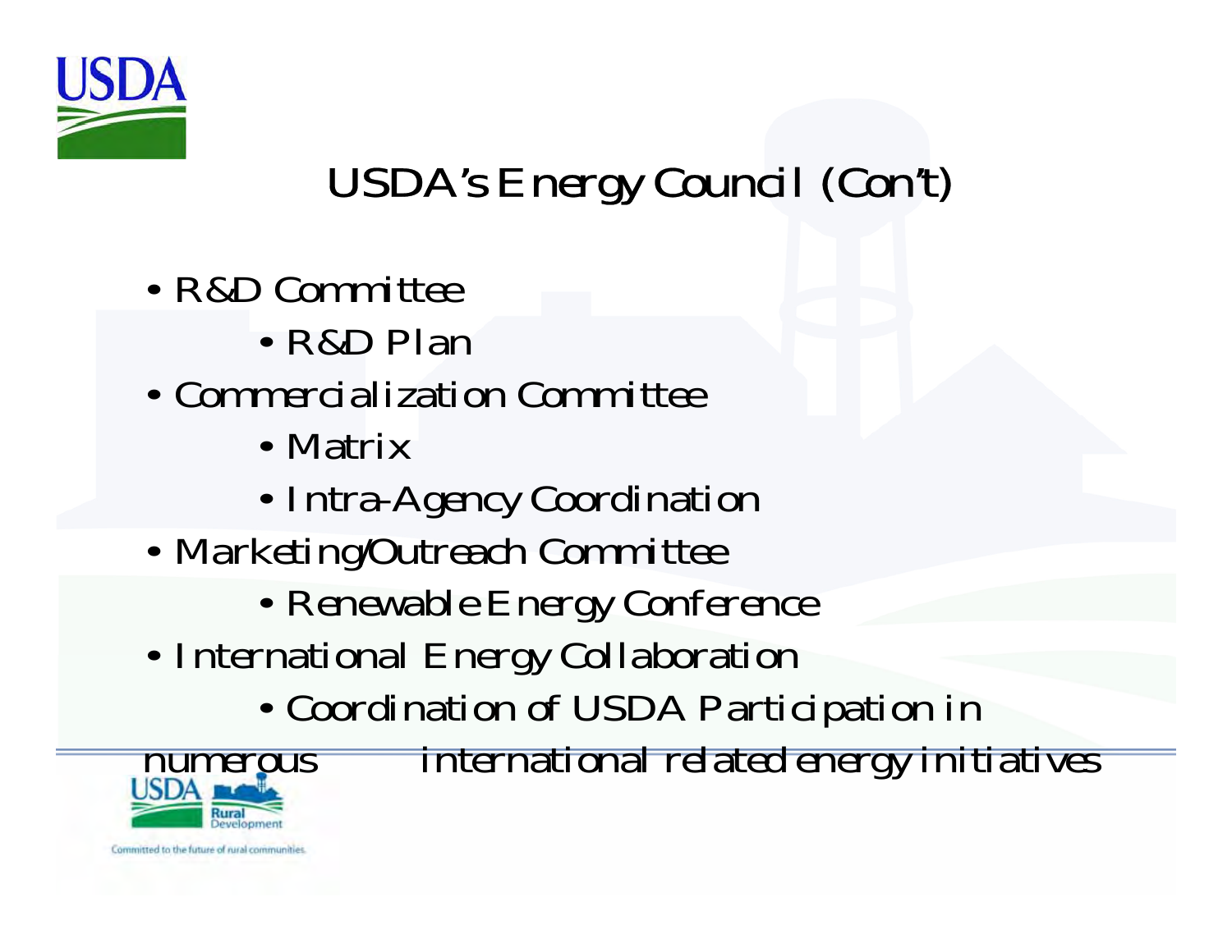# USDA's Energy Council (Con't)

- R&D Committee
  - R&D Plan
- Commercialization Committee
  - Matrix
  - Intra-Agency Coordination
- Marketing/Outreach Committee
  - Renewable Energy Conference
- International Energy Collaboration
  - Coordination of USDA Participation in numerous international related energy initiatives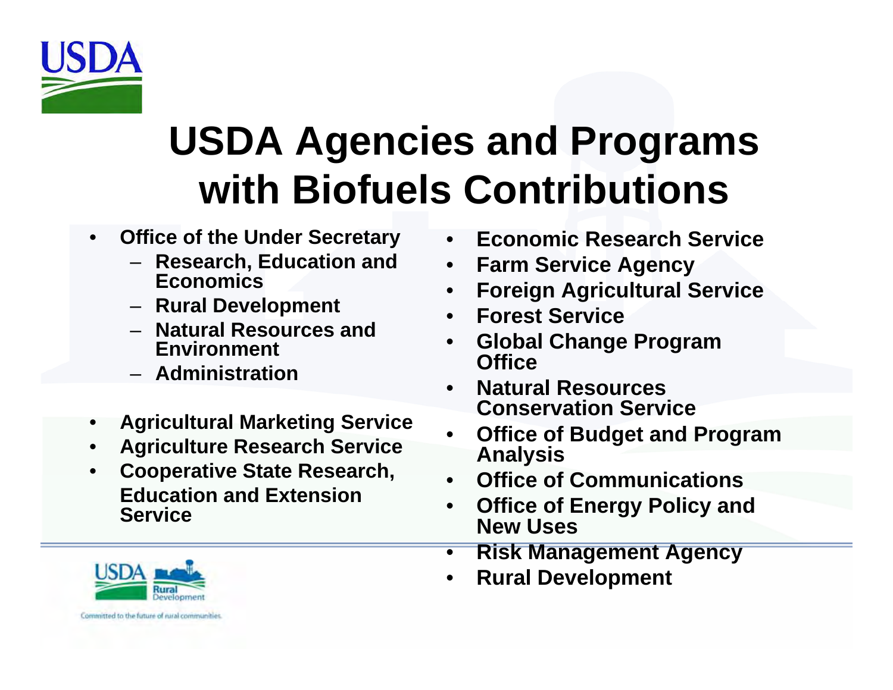# USDA Agencies and Programs with Biofuels Contributions

- **Office of the Under Secretary**
  - **Research, Education and Economics**
  - **Rural Development**
  - **Natural Resources and Environment**
  - **Administration**
- **Agricultural Marketing Service**
- **Agriculture Research Service**
- **Cooperative State Research, Education and Extension Service**
- **Economic Research Service**
- **Farm Service Agency**
- **Foreign Agricultural Service**
- **Forest Service**
- **Global Change Program Office**
- **Natural Resources Conservation Service**
- **Office of Budget and Program Analysis**
- **Office of Communications**
- **Office of Energy Policy and New Uses**
- **Risk Management Agency**
- **Rural Development**

Committed to the future of rural communities.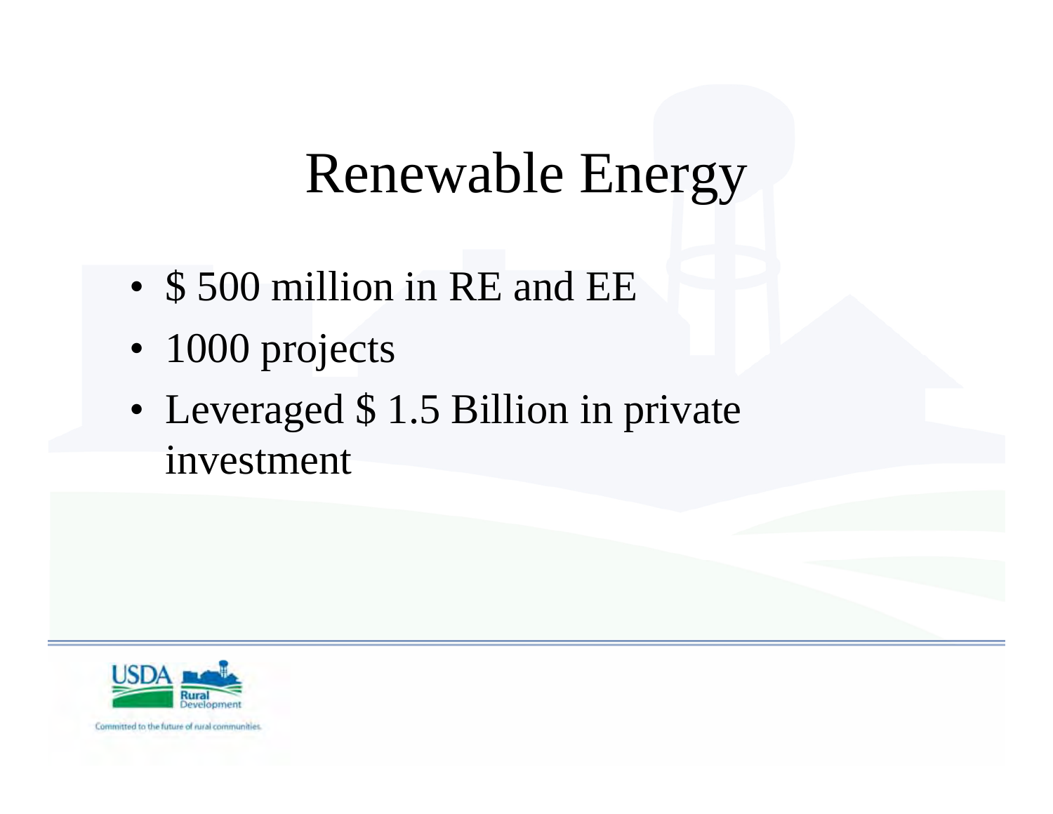# Renewable Energy

- $ 500 million in RE and EE
- 1000 projects
- Leveraged $ 1.5 Billion in private investment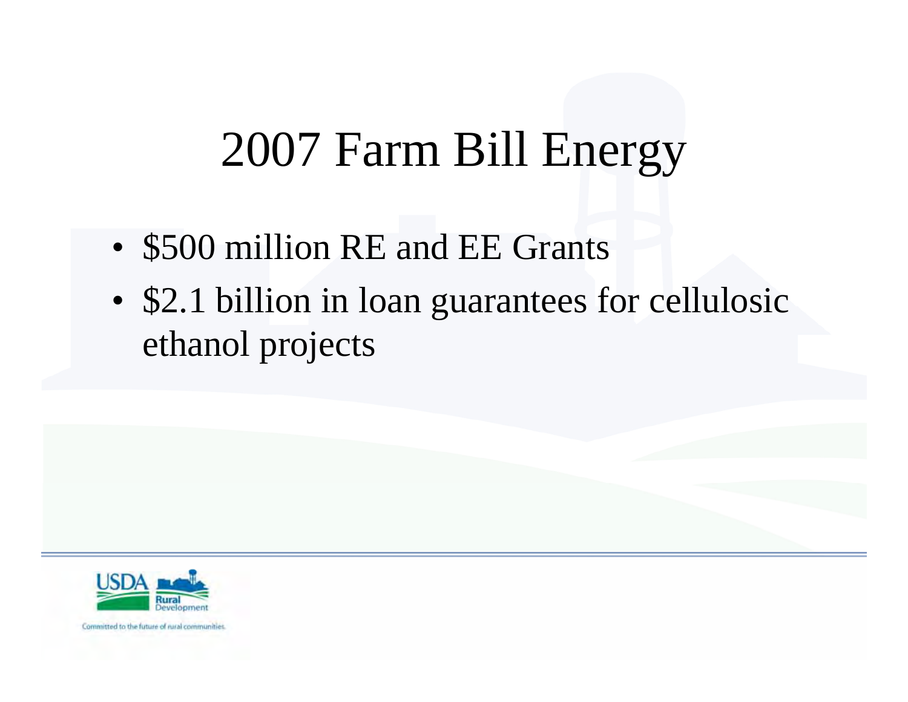# 2007 Farm Bill Energy

- $500 million RE and EE Grants
- $2.1 billion in loan guarantees for cellulosic ethanol projects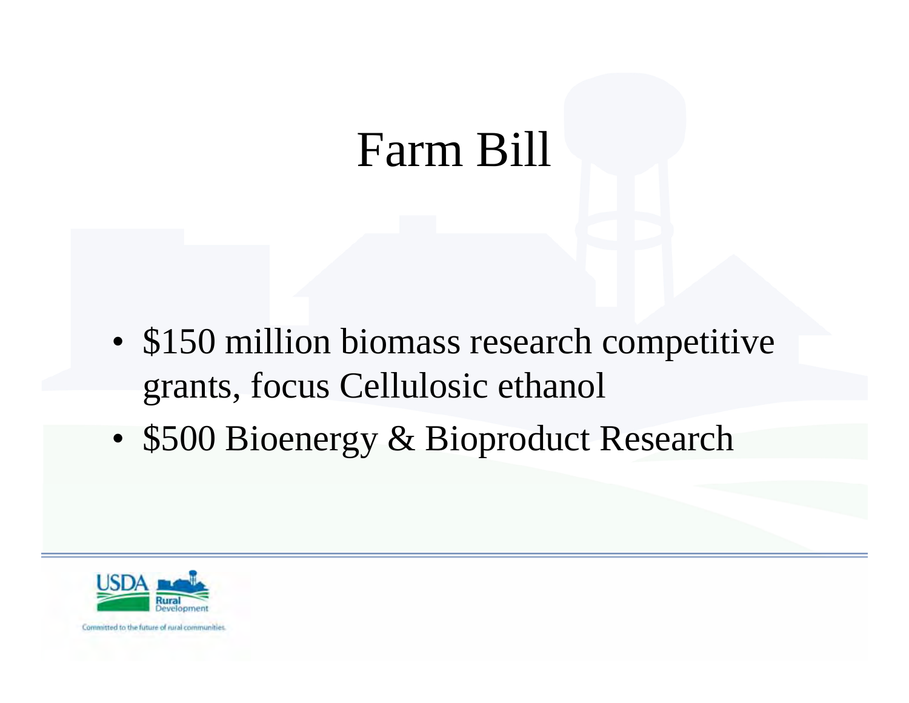# Farm Bill

- $150 million biomass research competitive grants, focus Cellulosic ethanol
- $500 Bioenergy & Bioproduct Research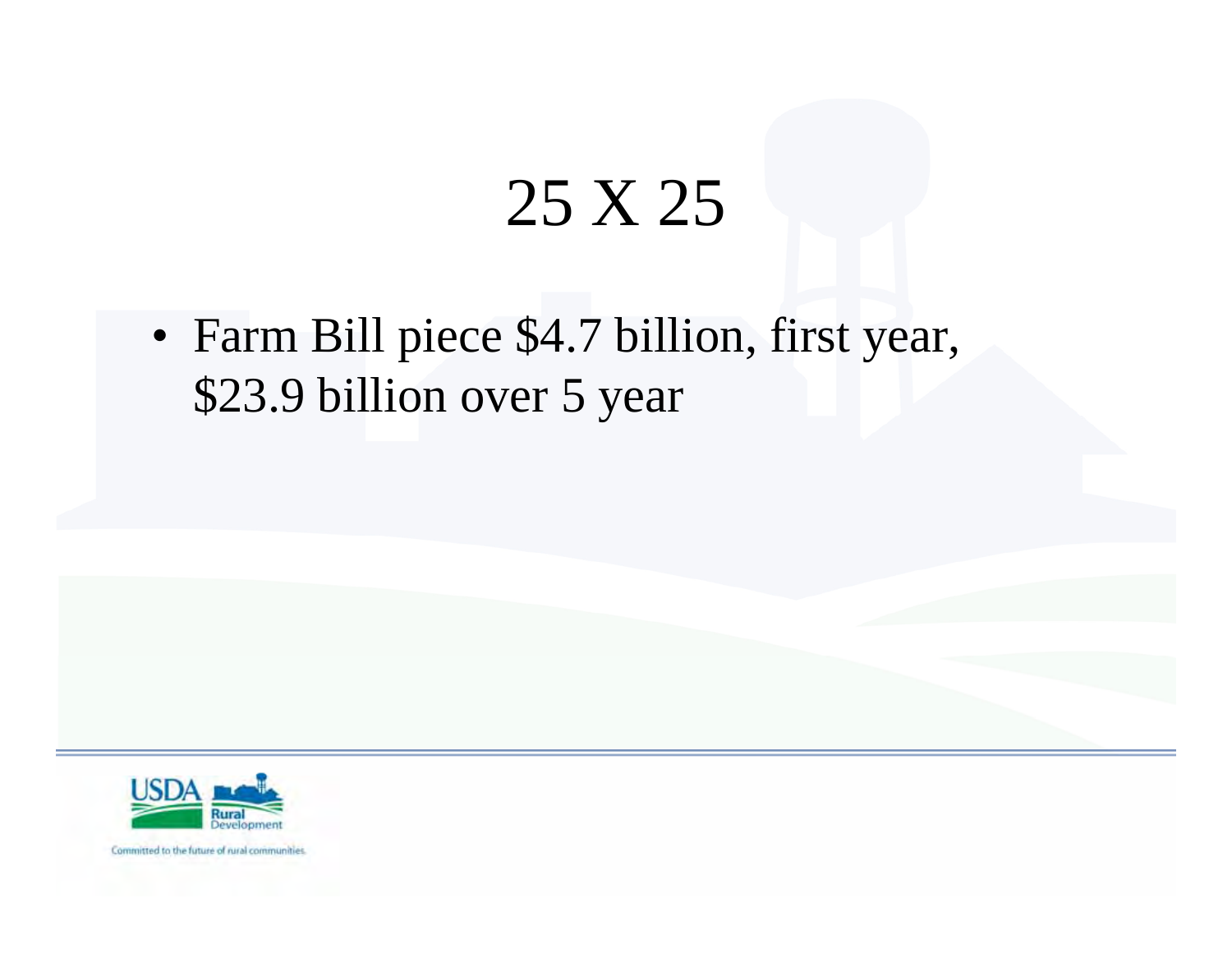# 25 X 25

- Farm Bill piece $4.7 billion, first year, $23.9 billion over 5 year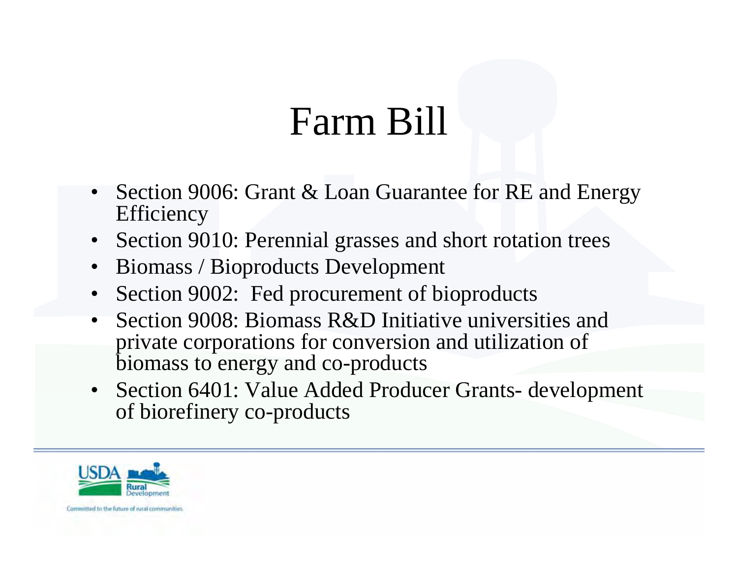# Farm Bill

- Section 9006: Grant & Loan Guarantee for RE and Energy Efficiency
- Section 9010: Perennial grasses and short rotation trees
- Biomass / Bioproducts Development
- Section 9002: Fed procurement of bioproducts
- Section 9008: Biomass R&D Initiative universities and private corporations for conversion and utilization of biomass to energy and co-products
- Section 6401: Value Added Producer Grants- development of biorefinery co-products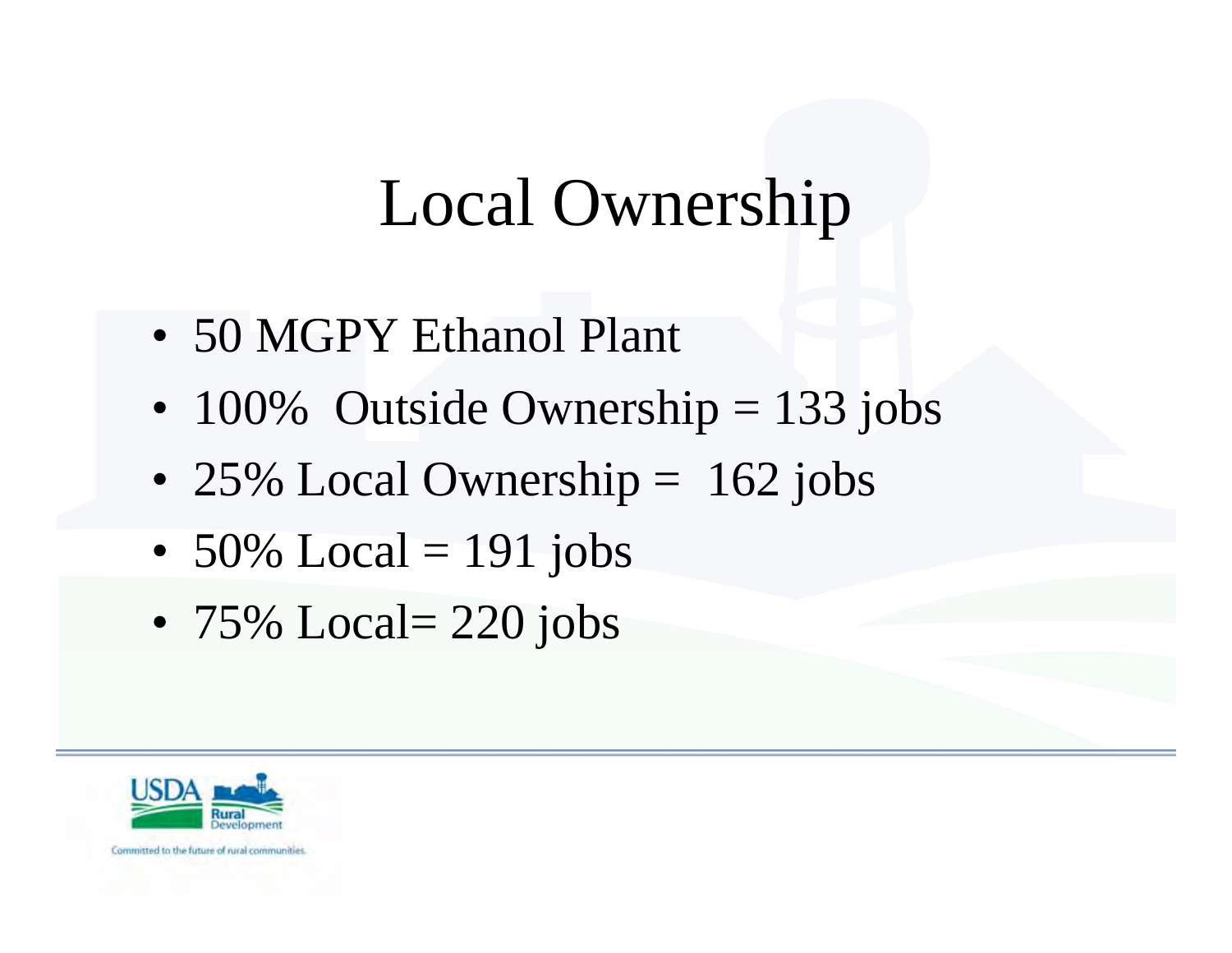# Local Ownership

- 50 MGPY Ethanol Plant
- 100% Outside Ownership = 133 jobs
- 25% Local Ownership = 162 jobs
- 50% Local = 191 jobs
- 75% Local= 220 jobs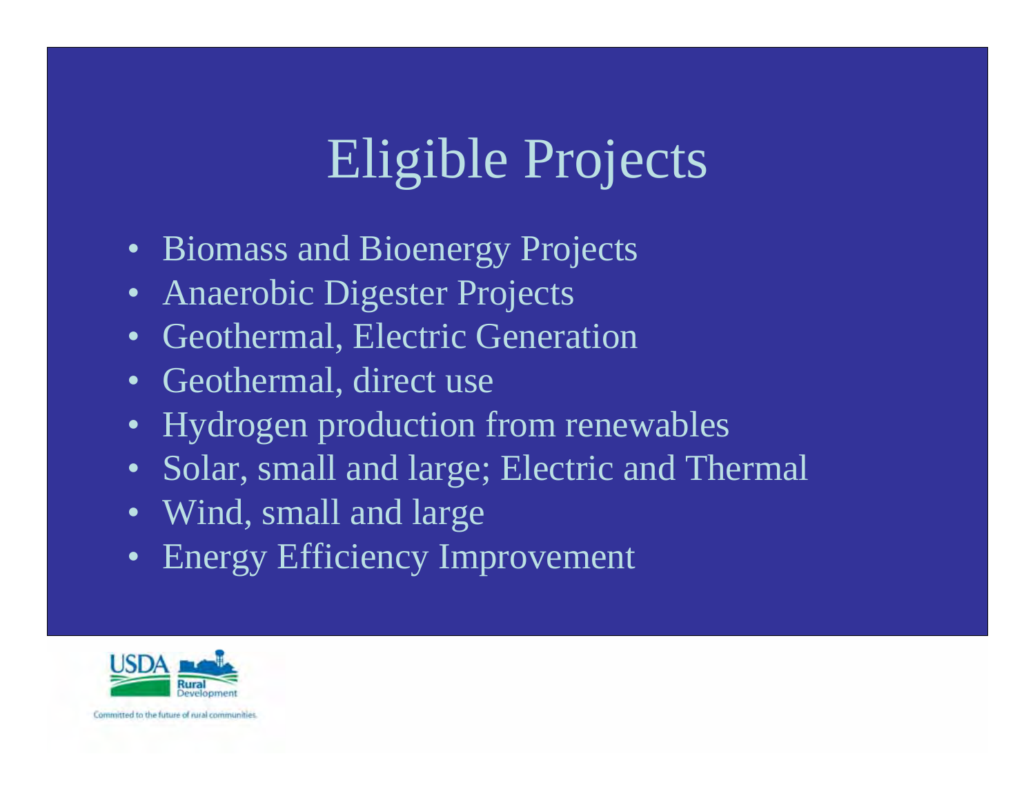# Eligible Projects

- Biomass and Bioenergy Projects
- Anaerobic Digester Projects
- Geothermal, Electric Generation
- Geothermal, direct use
- Hydrogen production from renewables
- Solar, small and large; Electric and Thermal
- Wind, small and large
- Energy Efficiency Improvement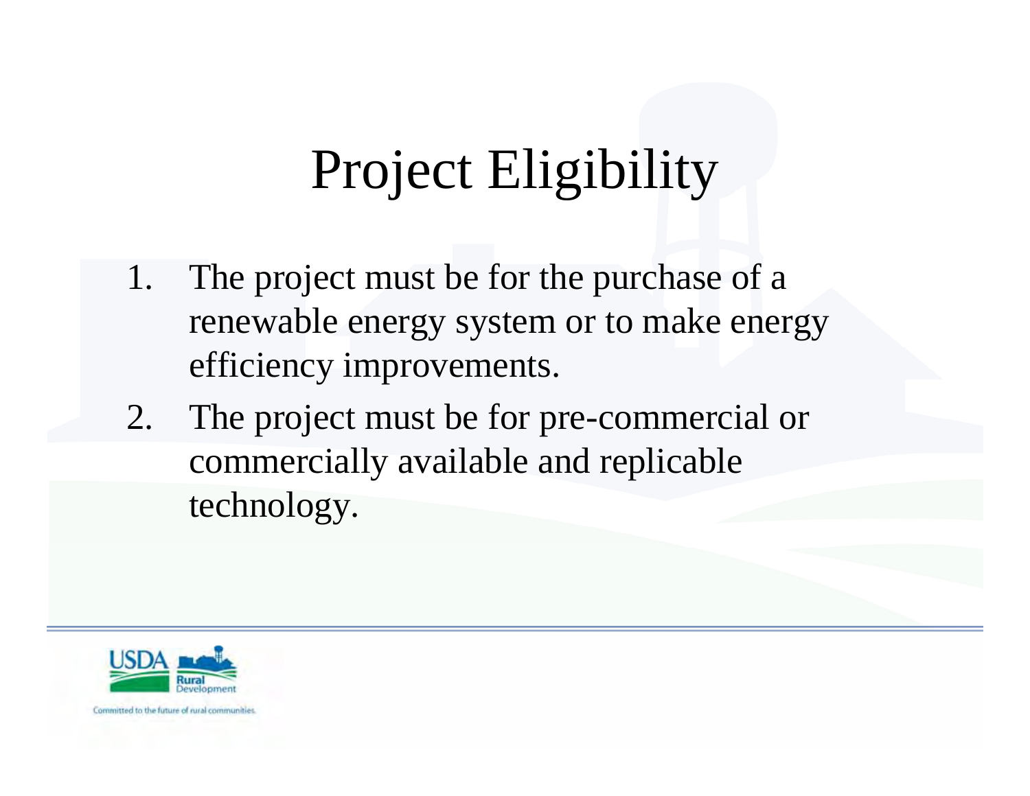# Project Eligibility

1. The project must be for the purchase of a renewable energy system or to make energy efficiency improvements.
2. The project must be for pre-commercial or commercially available and replicable technology.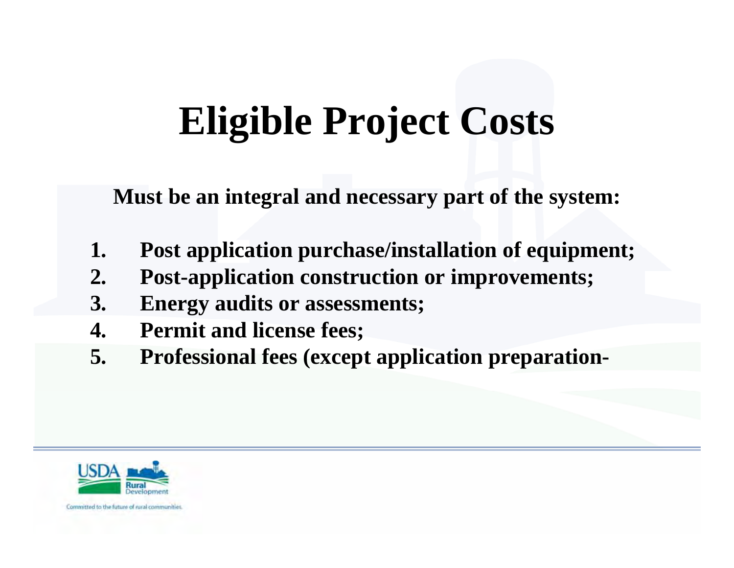# Eligible Project Costs

**Must be an integral and necessary part of the system:**

1. **Post application purchase/installation of equipment;**
2. **Post-application construction or improvements;**
3. **Energy audits or assessments;**
4. **Permit and license fees;**
5. **Professional fees (except application preparation-**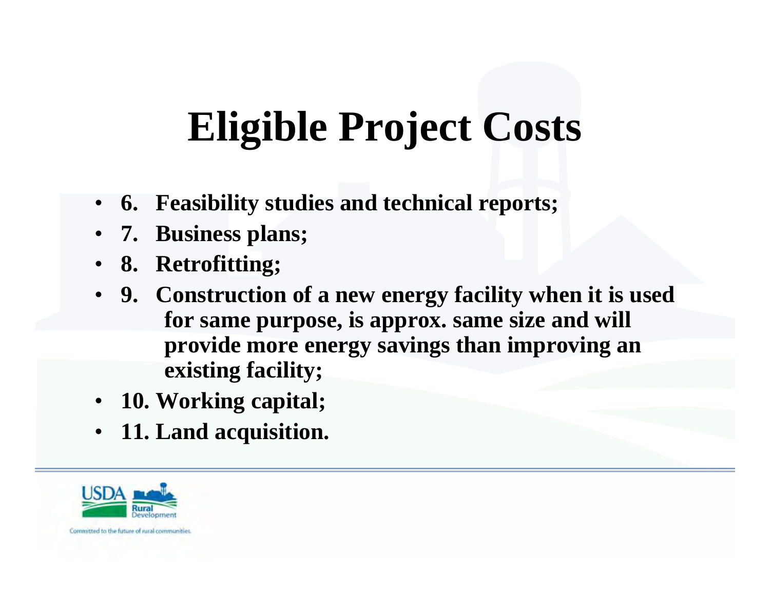# Eligible Project Costs

- **6. Feasibility studies and technical reports;**
- **7. Business plans;**
- **8. Retrofitting;**
- **9. Construction of a new energy facility when it is used for same purpose, is approx. same size and will provide more energy savings than improving an existing facility;**
- **10. Working capital;**
- **11. Land acquisition.**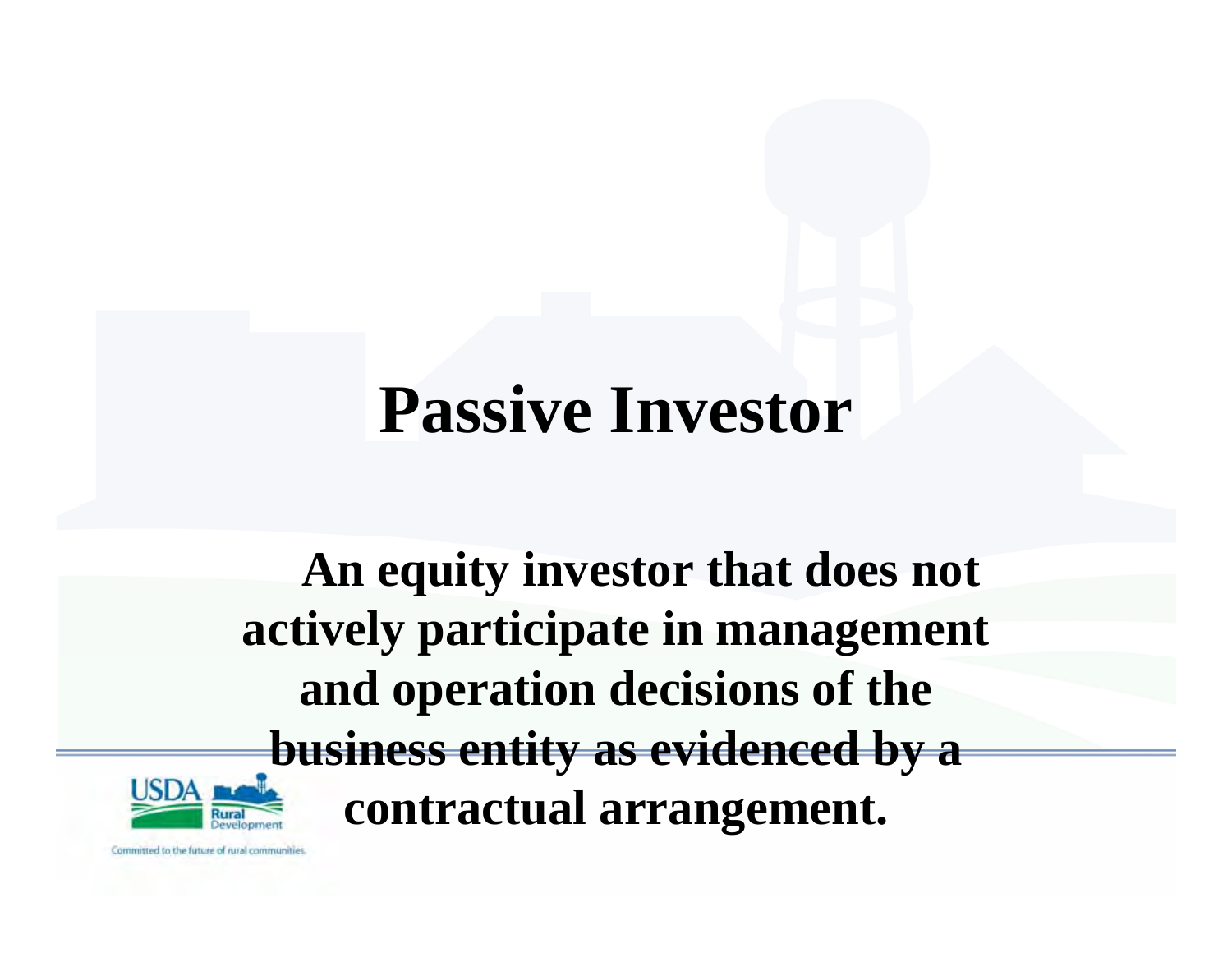# Passive Investor

**An equity investor that does not actively participate in management and operation decisions of the business entity as evidenced by a contractual arrangement.**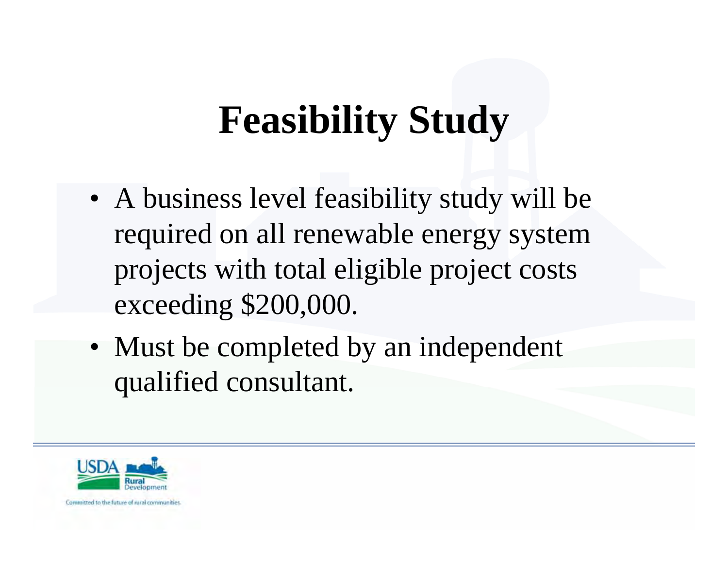# Feasibility Study

- A business level feasibility study will be required on all renewable energy system projects with total eligible project costs exceeding $200,000.
- Must be completed by an independent qualified consultant.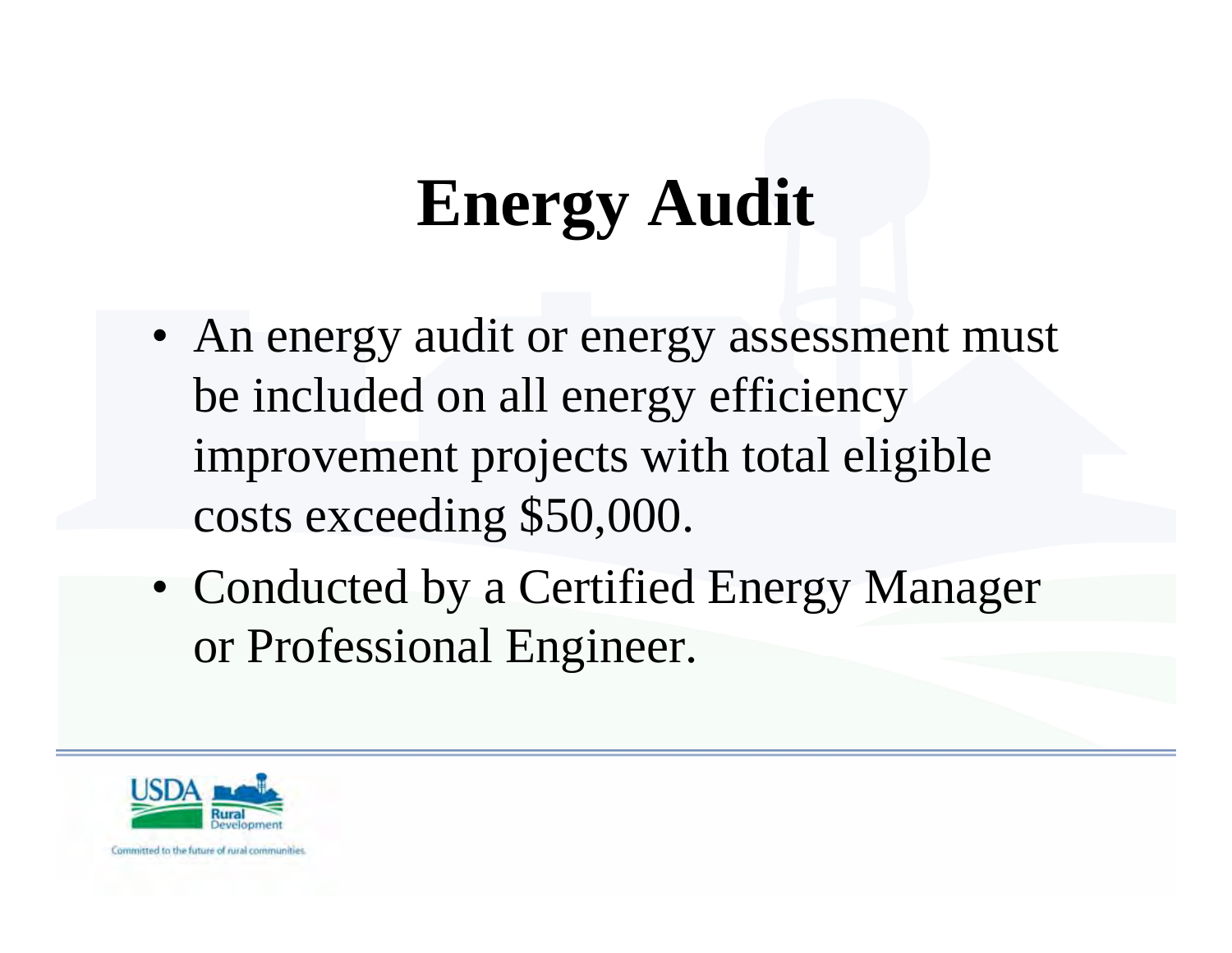# Energy Audit

- An energy audit or energy assessment must be included on all energy efficiency improvement projects with total eligible costs exceeding $50,000.
- Conducted by a Certified Energy Manager or Professional Engineer.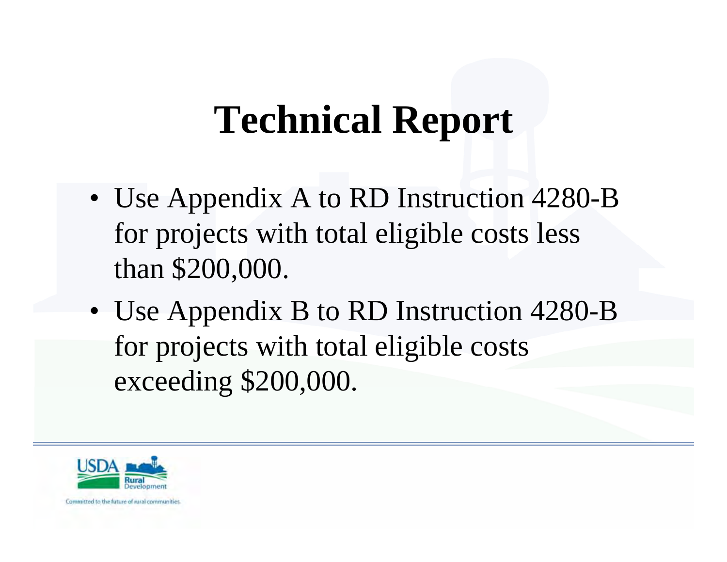# Technical Report

- Use Appendix A to RD Instruction 4280-B for projects with total eligible costs less than $200,000.
- Use Appendix B to RD Instruction 4280-B for projects with total eligible costs exceeding $200,000.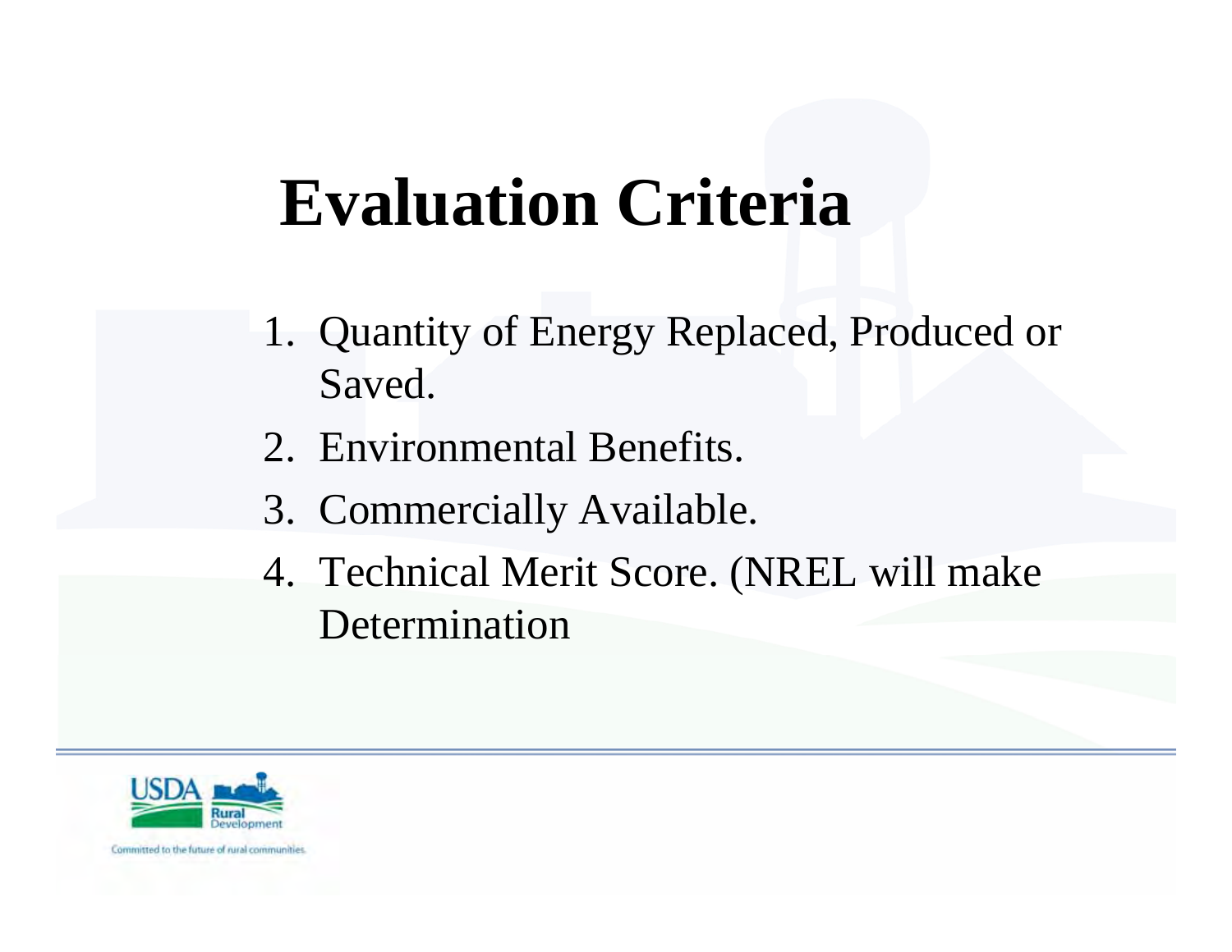# Evaluation Criteria

1. Quantity of Energy Replaced, Produced or Saved.
2. Environmental Benefits.
3. Commercially Available.
4. Technical Merit Score. (NREL will make Determination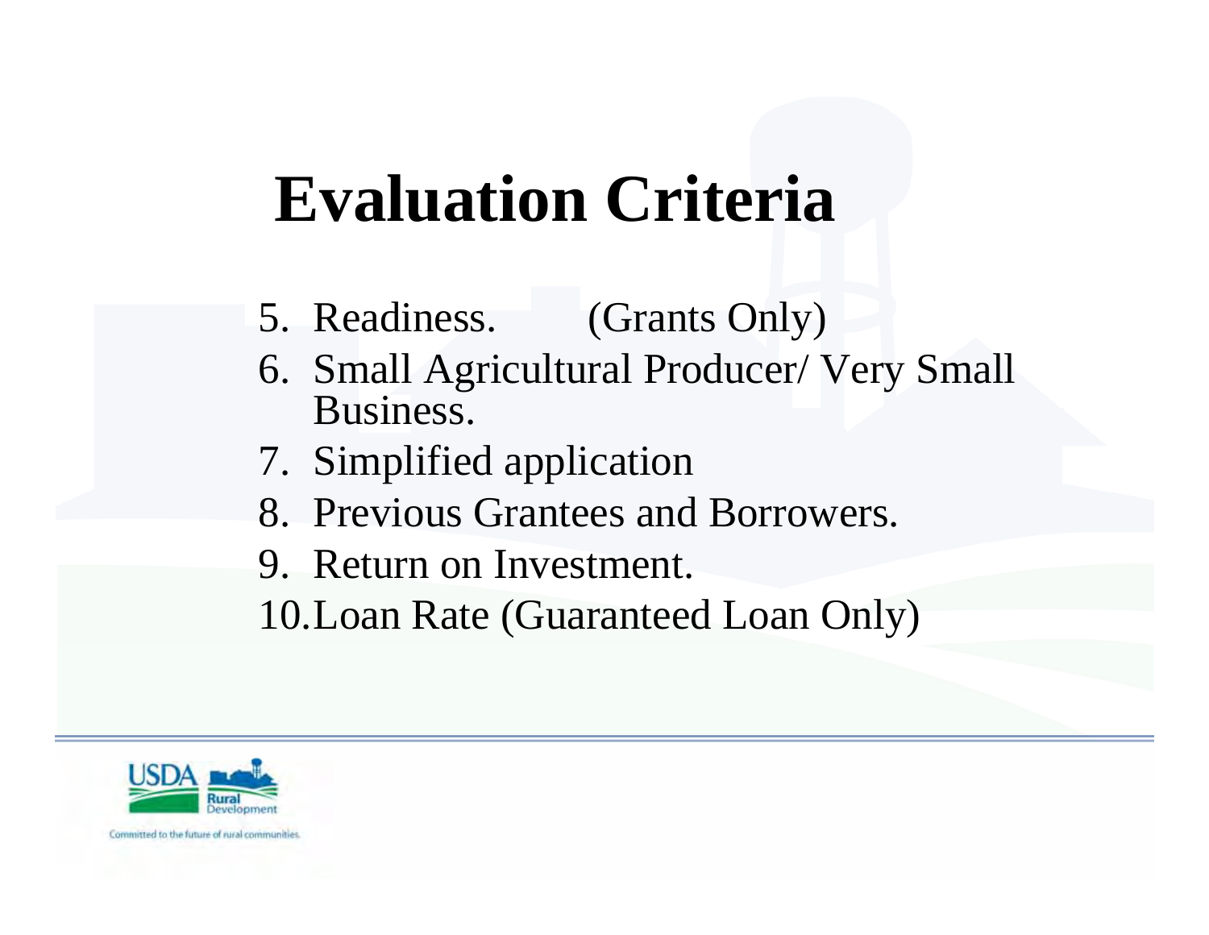# Evaluation Criteria

5. Readiness. (Grants Only)
6. Small Agricultural Producer/ Very Small Business.
7. Simplified application
8. Previous Grantees and Borrowers.
9. Return on Investment.
10. Loan Rate (Guaranteed Loan Only)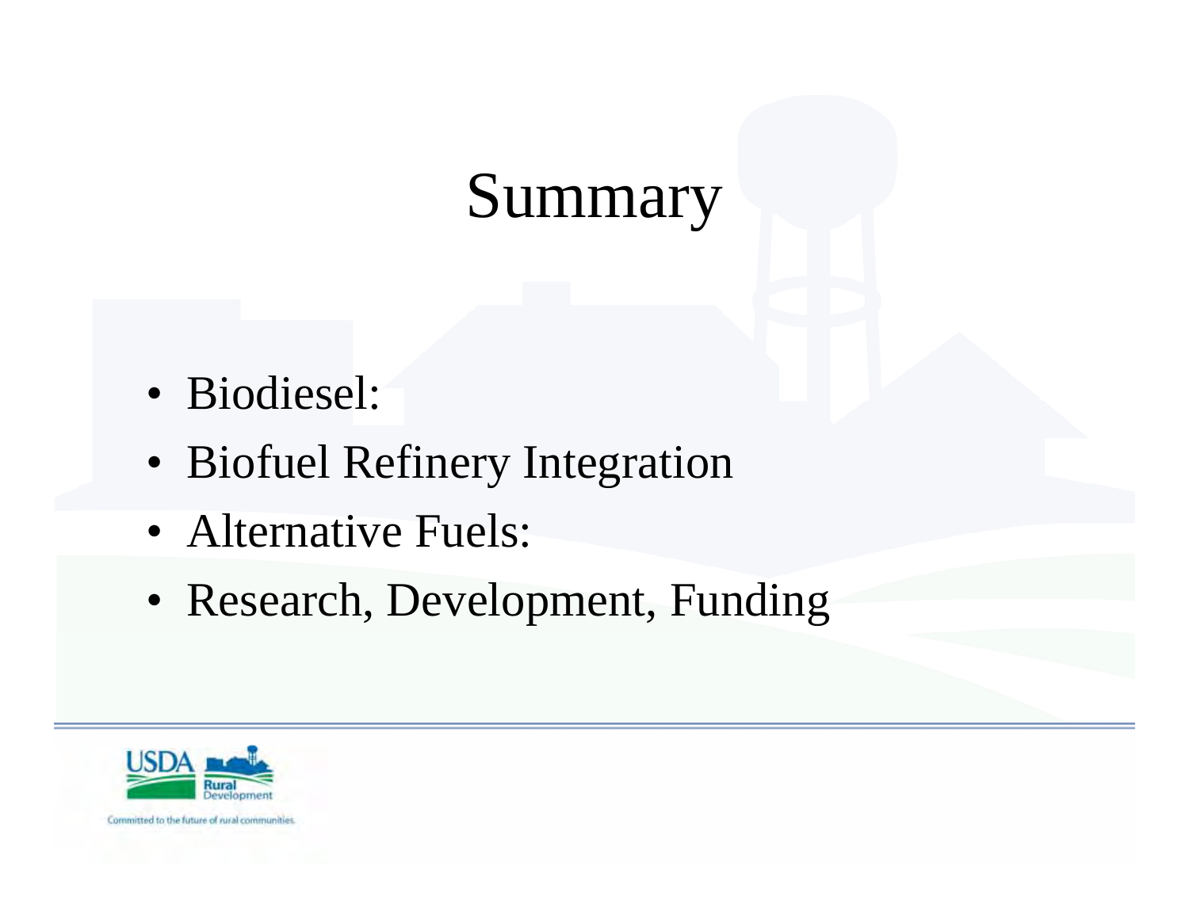# Summary

- Biodiesel:
- Biofuel Refinery Integration
- Alternative Fuels:
- Research, Development, Funding